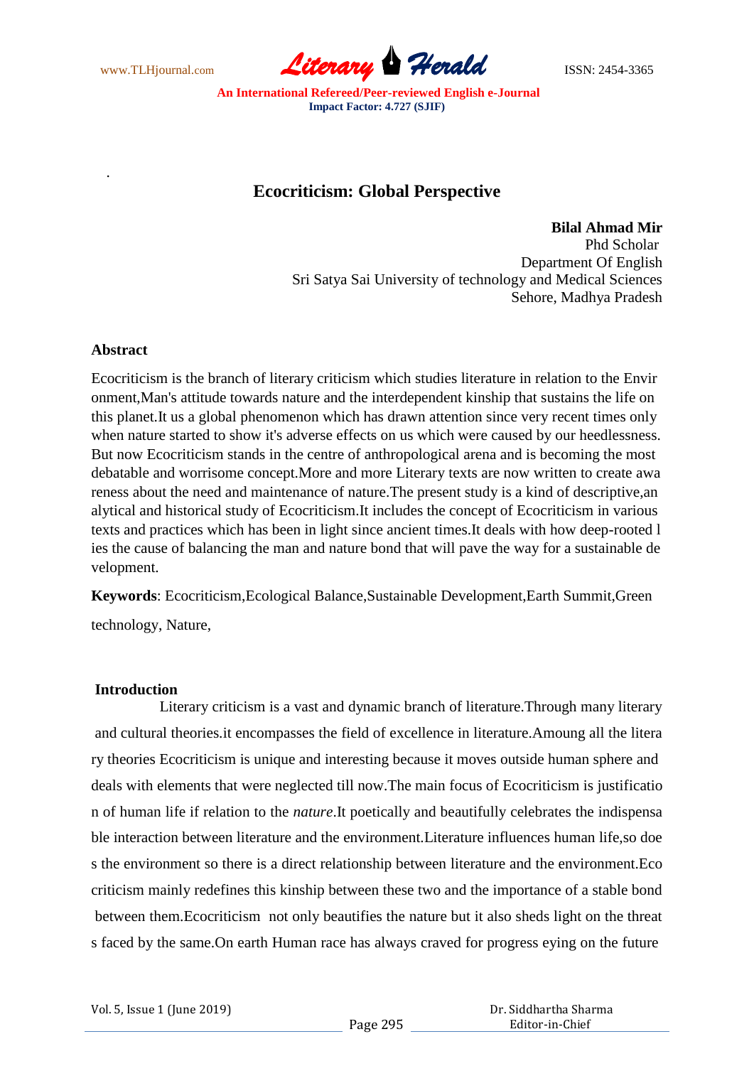# Ecocriticism: Global Perspective

**Bilal Ahmad Mir**
Phd Scholar
Department Of English
Sri Satya Sai University of technology and Medical Sciences
Sehore, Madhya Pradesh

## Abstract

Ecocriticism is the branch of literary criticism which studies literature in relation to the Environment,Man's attitude towards nature and the interdependent kinship that sustains the life on this planet.It us a global phenomenon which has drawn attention since very recent times only when nature started to show it's adverse effects on us which were caused by our heedlessness. But now Ecocriticism stands in the centre of anthropological arena and is becoming the most debatable and worrisome concept.More and more Literary texts are now written to create awareness about the need and maintenance of nature.The present study is a kind of descriptive,analytical and historical study of Ecocriticism.It includes the concept of Ecocriticism in various texts and practices which has been in light since ancient times.It deals with how deep-rooted lies the cause of balancing the man and nature bond that will pave the way for a sustainable development.

**Keywords**: Ecocriticism,Ecological Balance,Sustainable Development,Earth Summit,Green technology, Nature,

## Introduction

Literary criticism is a vast and dynamic branch of literature.Through many literary and cultural theories.it encompasses the field of excellence in literature.Amoung all the literary theories Ecocriticism is unique and interesting because it moves outside human sphere and deals with elements that were neglected till now.The main focus of Ecocriticism is justification of human life if relation to the *nature*.It poetically and beautifully celebrates the indispensable interaction between literature and the environment.Literature influences human life,so does the environment so there is a direct relationship between literature and the environment.Ecocriticism mainly redefines this kinship between these two and the importance of a stable bond between them.Ecocriticism not only beautifies the nature but it also sheds light on the threats faced by the same.On earth Human race has always craved for progress eying on the future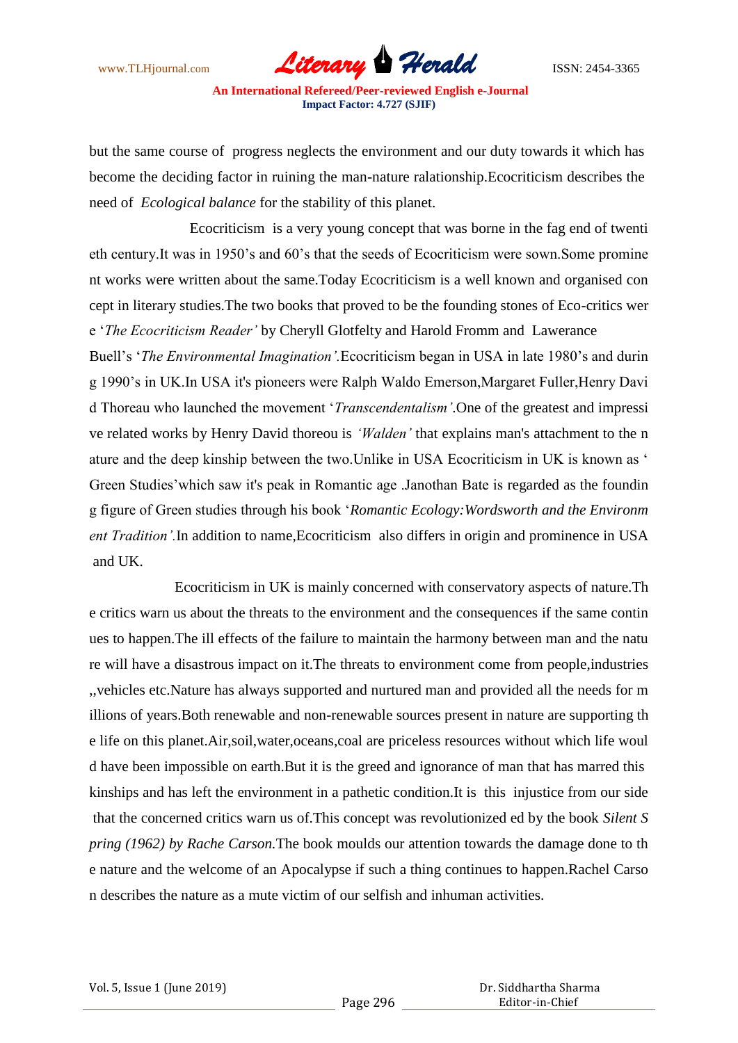but the same course of progress neglects the environment and our duty towards it which has become the deciding factor in ruining the man-nature ralationship.Ecocriticism describes the need of *Ecological balance* for the stability of this planet.

Ecocriticism is a very young concept that was borne in the fag end of twentieth century.It was in 1950's and 60's that the seeds of Ecocriticism were sown.Some prominent works were written about the same.Today Ecocriticism is a well known and organised concept in literary studies.The two books that proved to be the founding stones of Eco-critics were '*The Ecocriticism Reader'* by Cheryll Glotfelty and Harold Fromm and Lawerance Buell's '*The Environmental Imagination'*.Ecocriticism began in USA in late 1980's and during 1990's in UK.In USA it's pioneers were Ralph Waldo Emerson,Margaret Fuller,Henry David Thoreau who launched the movement '*Transcendentalism'*.One of the greatest and impressive related works by Henry David thoreou is *'Walden'* that explains man's attachment to the nature and the deep kinship between the two.Unlike in USA Ecocriticism in UK is known as ' Green Studies'which saw it's peak in Romantic age .Janothan Bate is regarded as the founding figure of Green studies through his book '*Romantic Ecology:Wordsworth and the Environment Tradition'*.In addition to name,Ecocriticism also differs in origin and prominence in USA and UK.

Ecocriticism in UK is mainly concerned with conservatory aspects of nature.The critics warn us about the threats to the environment and the consequences if the same continues to happen.The ill effects of the failure to maintain the harmony between man and the nature will have a disastrous impact on it.The threats to environment come from people,industries ,,vehicles etc.Nature has always supported and nurtured man and provided all the needs for millions of years.Both renewable and non-renewable sources present in nature are supporting the life on this planet.Air,soil,water,oceans,coal are priceless resources without which life would have been impossible on earth.But it is the greed and ignorance of man that has marred this kinships and has left the environment in a pathetic condition.It is this injustice from our side that the concerned critics warn us of.This concept was revolutionized ed by the book *Silent Spring (1962) by Rache Carson.*The book moulds our attention towards the damage done to the nature and the welcome of an Apocalypse if such a thing continues to happen.Rachel Carson describes the nature as a mute victim of our selfish and inhuman activities.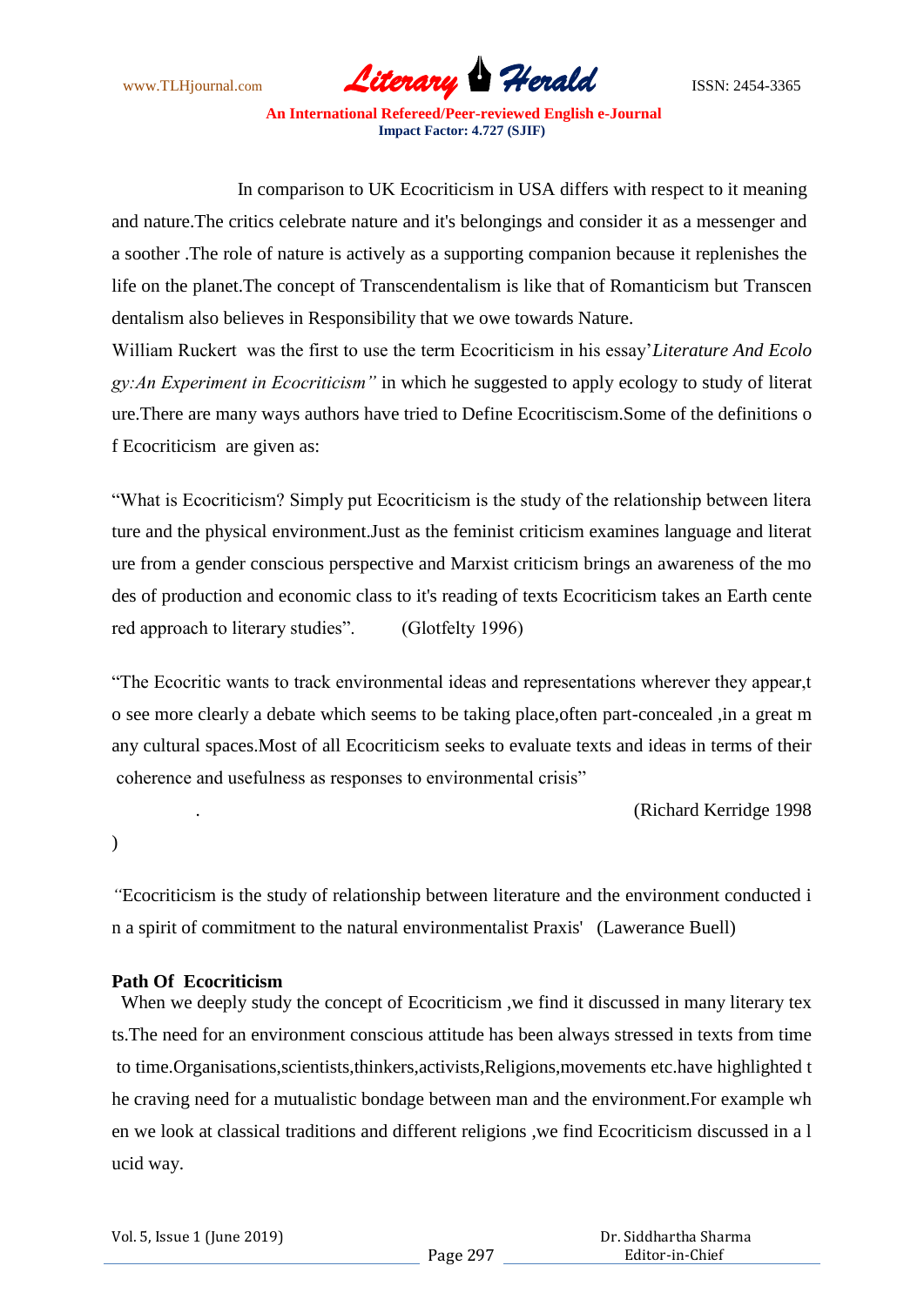In comparison to UK Ecocriticism in USA differs with respect to it meaning and nature.The critics celebrate nature and it's belongings and consider it as a messenger and a soother .The role of nature is actively as a supporting companion because it replenishes the life on the planet.The concept of Transcendentalism is like that of Romanticism but Transcendentalism also believes in Responsibility that we owe towards Nature.

William Ruckert was the first to use the term Ecocriticism in his essay'*Literature And Ecology:An Experiment in Ecocriticism"* in which he suggested to apply ecology to study of literature.There are many ways authors have tried to Define Ecocritiscism.Some of the definitions of Ecocriticism are given as:

"What is Ecocriticism? Simply put Ecocriticism is the study of the relationship between literature and the physical environment.Just as the feminist criticism examines language and literature from a gender conscious perspective and Marxist criticism brings an awareness of the modes of production and economic class to it's reading of texts Ecocriticism takes an Earth centered approach to literary studies". (Glotfelty 1996)

"The Ecocritic wants to track environmental ideas and representations wherever they appear,to see more clearly a debate which seems to be taking place,often part-concealed ,in a great many cultural spaces.Most of all Ecocriticism seeks to evaluate texts and ideas in terms of their coherence and usefulness as responses to environmental crisis"

. (Richard Kerridge 1998
)

*"*Ecocriticism is the study of relationship between literature and the environment conducted in a spirit of commitment to the natural environmentalist Praxis' (Lawerance Buell)

**Path Of Ecocriticism**

When we deeply study the concept of Ecocriticism ,we find it discussed in many literary texts.The need for an environment conscious attitude has been always stressed in texts from time to time.Organisations,scientists,thinkers,activists,Religions,movements etc.have highlighted the craving need for a mutualistic bondage between man and the environment.For example when we look at classical traditions and different religions ,we find Ecocriticism discussed in a lucid way.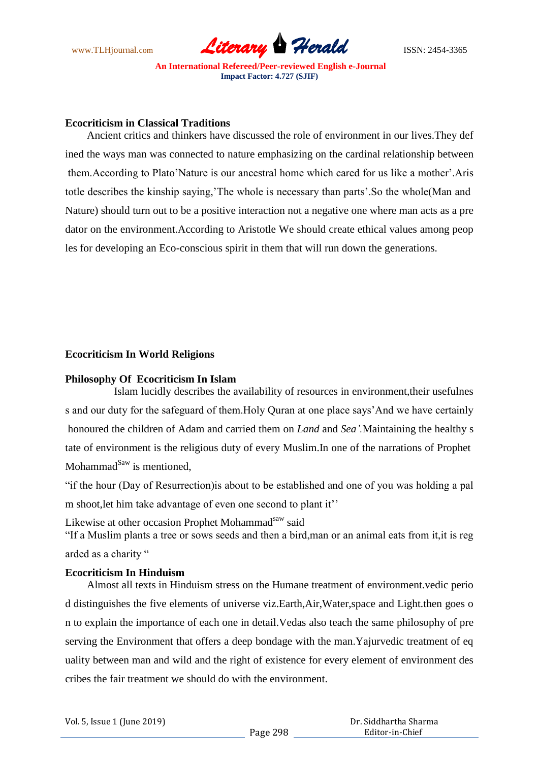**Ecocriticism in Classical Traditions**

Ancient critics and thinkers have discussed the role of environment in our lives.They defined the ways man was connected to nature emphasizing on the cardinal relationship between them.According to Plato'Nature is our ancestral home which cared for us like a mother'.Aristotle describes the kinship saying,'The whole is necessary than parts'.So the whole(Man and Nature) should turn out to be a positive interaction not a negative one where man acts as a predator on the environment.According to Aristotle We should create ethical values among peoples for developing an Eco-conscious spirit in them that will run down the generations.

**Ecocriticism In World Religions**

**Philosophy Of Ecocriticism In Islam**

Islam lucidly describes the availability of resources in environment,their usefulness and our duty for the safeguard of them.Holy Quran at one place says'And we have certainly honoured the children of Adam and carried them on *Land* and *Sea'.*Maintaining the healthy state of environment is the religious duty of every Muslim.In one of the narrations of Prophet Mohammad[Saw] is mentioned,

"if the hour (Day of Resurrection)is about to be established and one of you was holding a palm shoot,let him take advantage of even one second to plant it''

Likewise at other occasion Prophet Mohammad[saw] said

"If a Muslim plants a tree or sows seeds and then a bird,man or an animal eats from it,it is regarded as a charity "

**Ecocriticism In Hinduism**

Almost all texts in Hinduism stress on the Humane treatment of environment.vedic period distinguishes the five elements of universe viz.Earth,Air,Water,space and Light.then goes on to explain the importance of each one in detail.Vedas also teach the same philosophy of preserving the Environment that offers a deep bondage with the man.Yajurvedic treatment of equality between man and wild and the right of existence for every element of environment describes the fair treatment we should do with the environment.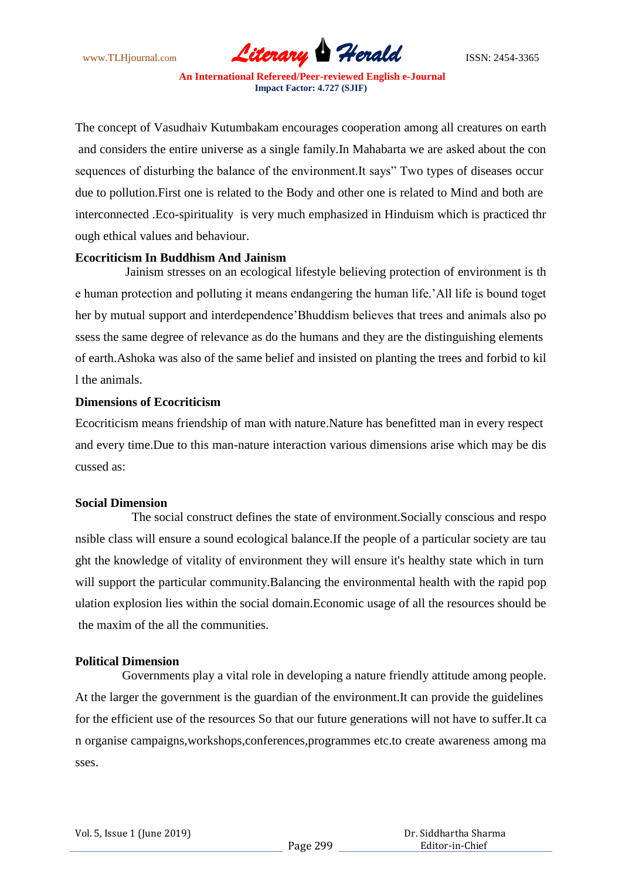The concept of Vasudhaiv Kutumbakam encourages cooperation among all creatures on earth and considers the entire universe as a single family.In Mahabarta we are asked about the consequences of disturbing the balance of the environment.It says" Two types of diseases occur due to pollution.First one is related to the Body and other one is related to Mind and both are interconnected .Eco-spirituality is very much emphasized in Hinduism which is practiced through ethical values and behaviour.

**Ecocriticism In Buddhism And Jainism**

Jainism stresses on an ecological lifestyle believing protection of environment is the human protection and polluting it means endangering the human life.'All life is bound together by mutual support and interdependence'Bhuddism believes that trees and animals also possess the same degree of relevance as do the humans and they are the distinguishing elements of earth.Ashoka was also of the same belief and insisted on planting the trees and forbid to kill the animals.

**Dimensions of Ecocriticism**

Ecocriticism means friendship of man with nature.Nature has benefitted man in every respect and every time.Due to this man-nature interaction various dimensions arise which may be discussed as:

**Social Dimension**

The social construct defines the state of environment.Socially conscious and responsible class will ensure a sound ecological balance.If the people of a particular society are taught the knowledge of vitality of environment they will ensure it's healthy state which in turn will support the particular community.Balancing the environmental health with the rapid population explosion lies within the social domain.Economic usage of all the resources should be the maxim of the all the communities.

**Political Dimension**

Governments play a vital role in developing a nature friendly attitude among people. At the larger the government is the guardian of the environment.It can provide the guidelines for the efficient use of the resources So that our future generations will not have to suffer.It can organise campaigns,workshops,conferences,programmes etc.to create awareness among masses.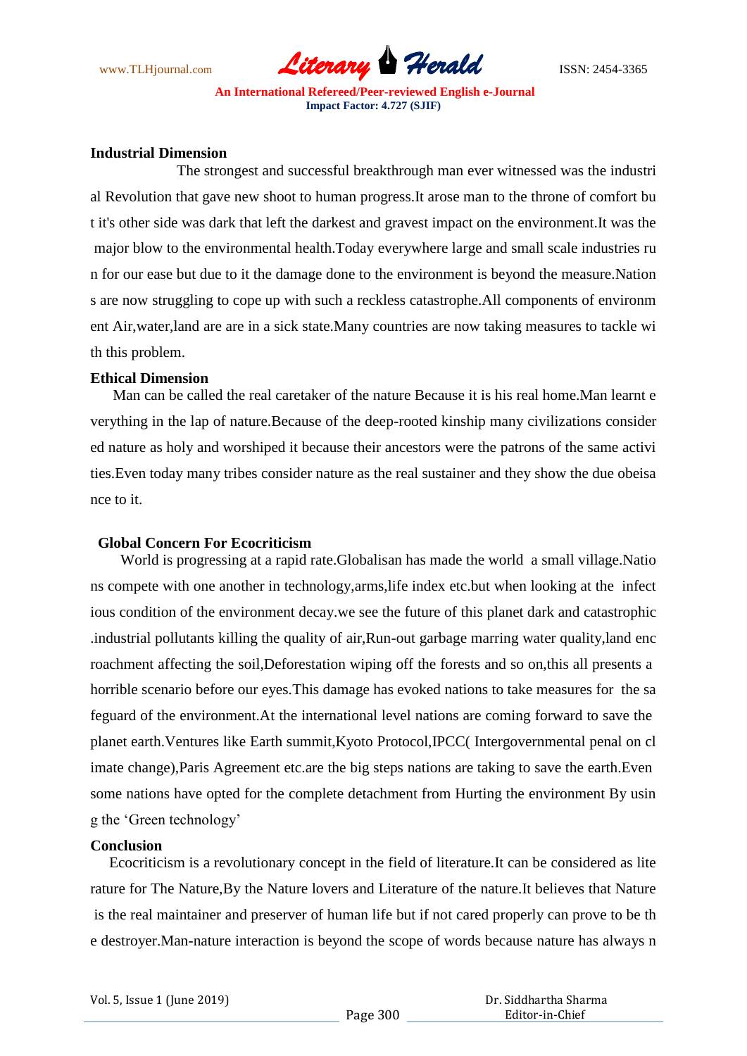**Industrial Dimension**

The strongest and successful breakthrough man ever witnessed was the industrial Revolution that gave new shoot to human progress.It arose man to the throne of comfort but it's other side was dark that left the darkest and gravest impact on the environment.It was the major blow to the environmental health.Today everywhere large and small scale industries run for our ease but due to it the damage done to the environment is beyond the measure.Nations are now struggling to cope up with such a reckless catastrophe.All components of environment Air,water,land are are in a sick state.Many countries are now taking measures to tackle with this problem.

**Ethical Dimension**

Man can be called the real caretaker of the nature Because it is his real home.Man learnt everything in the lap of nature.Because of the deep-rooted kinship many civilizations considered nature as holy and worshiped it because their ancestors were the patrons of the same activities.Even today many tribes consider nature as the real sustainer and they show the due obeisance to it.

**Global Concern For Ecocriticism**

World is progressing at a rapid rate.Globalisan has made the world a small village.Nations compete with one another in technology,arms,life index etc.but when looking at the infectious condition of the environment decay.we see the future of this planet dark and catastrophic .industrial pollutants killing the quality of air,Run-out garbage marring water quality,land encroachment affecting the soil,Deforestation wiping off the forests and so on,this all presents a horrible scenario before our eyes.This damage has evoked nations to take measures for the safeguard of the environment.At the international level nations are coming forward to save the planet earth.Ventures like Earth summit,Kyoto Protocol,IPCC( Intergovernmental penal on climate change),Paris Agreement etc.are the big steps nations are taking to save the earth.Even some nations have opted for the complete detachment from Hurting the environment By using the 'Green technology'

**Conclusion**

Ecocriticism is a revolutionary concept in the field of literature.It can be considered as literature for The Nature,By the Nature lovers and Literature of the nature.It believes that Nature is the real maintainer and preserver of human life but if not cared properly can prove to be the destroyer.Man-nature interaction is beyond the scope of words because nature has always n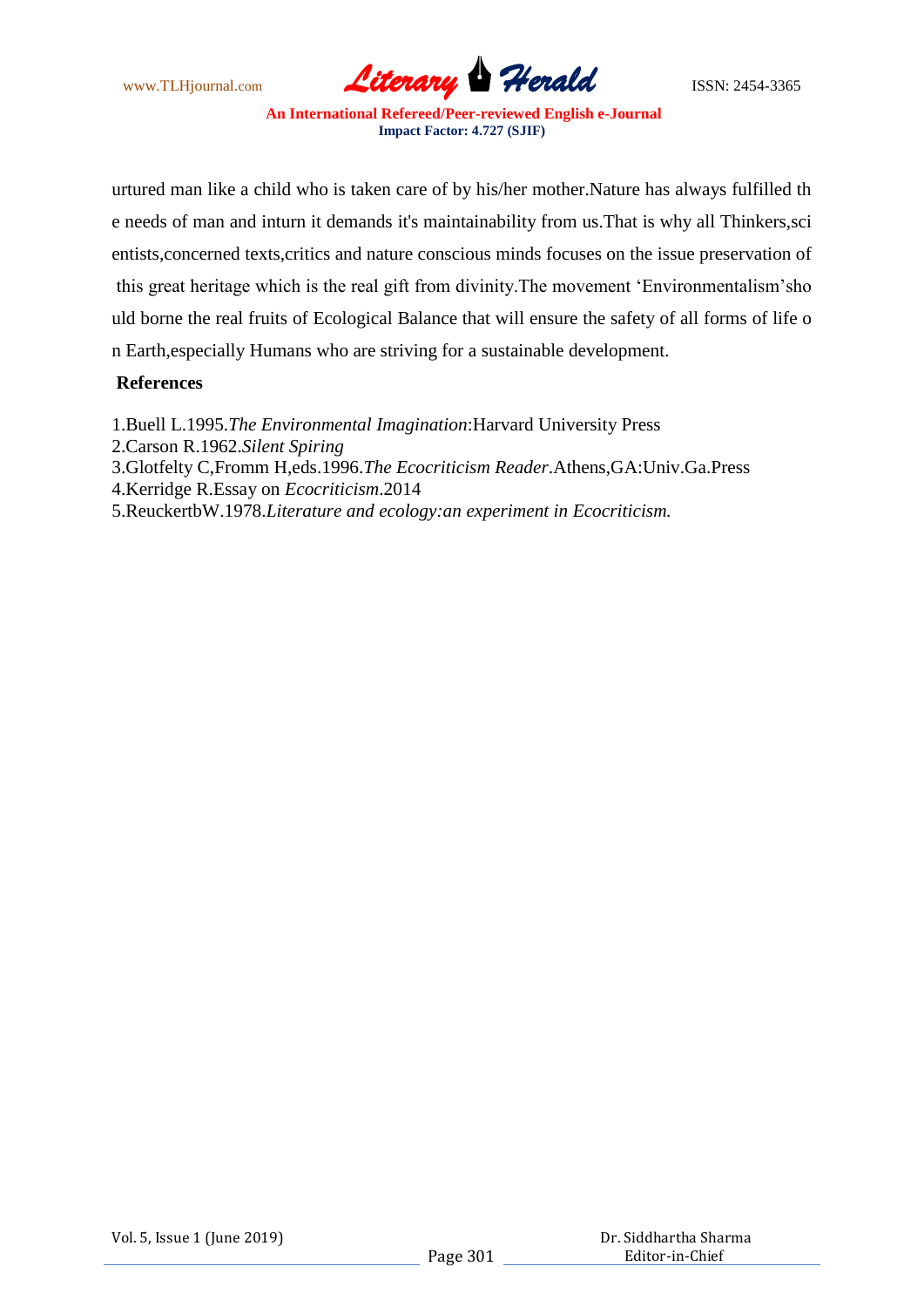urtured man like a child who is taken care of by his/her mother.Nature has always fulfilled the needs of man and inturn it demands it's maintainability from us.That is why all Thinkers,scientists,concerned texts,critics and nature conscious minds focuses on the issue preservation of this great heritage which is the real gift from divinity.The movement 'Environmentalism'should borne the real fruits of Ecological Balance that will ensure the safety of all forms of life on Earth,especially Humans who are striving for a sustainable development.

**References**

1.Buell L.1995.*The Environmental Imagination*:Harvard University Press
2.Carson R.1962.*Silent Spiring*
3.Glotfelty C,Fromm H,eds.1996.*The Ecocriticism Reader*.Athens,GA:Univ.Ga.Press
4.Kerridge R.Essay on *Ecocriticism*.2014
5.ReuckertbW.1978.*Literature and ecology:an experiment in Ecocriticism.*